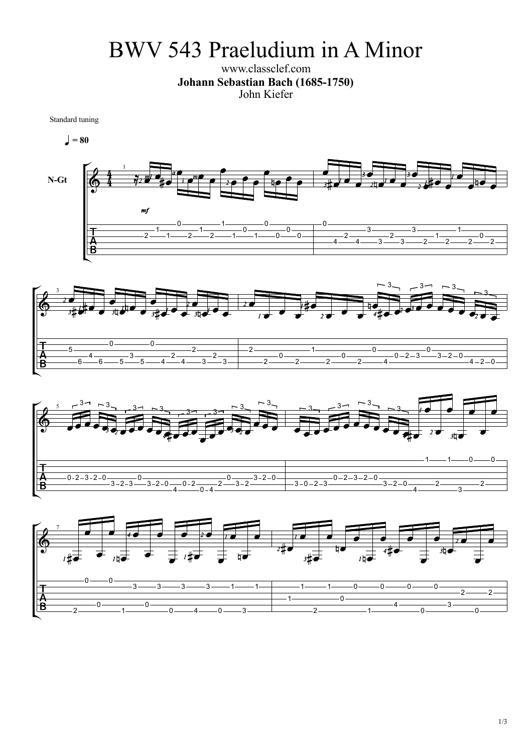# BWV 543 Praeludium in A Minor

www.classclef.com

**Johann Sebastian Bach (1685-1750)**

John Kiefer

Standard tuning

♩ = 80

N-Gt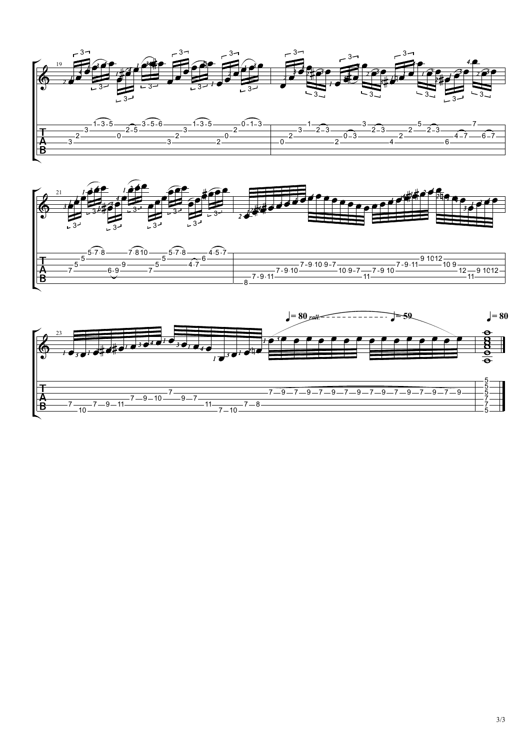♩= 80 rall. ♩= 59

♩= 80